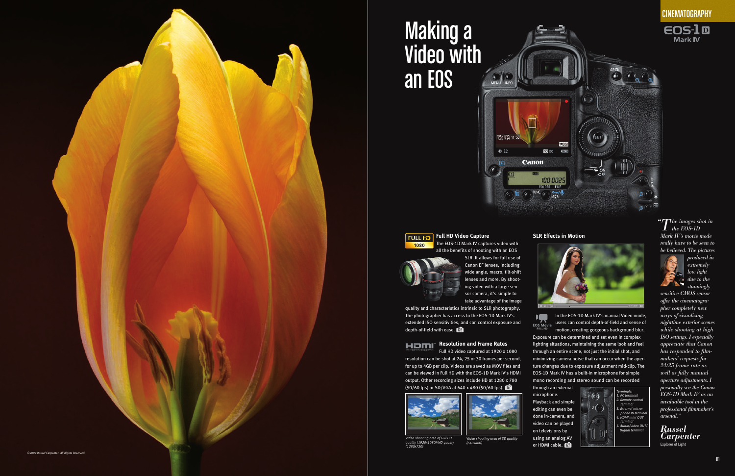CINEMATOGRAPHY

EOS-1D Mark IV

# Making a Video with an EOS

### Full HD Video Capture

The EOS-1D Mark IV captures video with all the benefits of shooting with an EOS SLR. It allows for full use of Canon EF lenses, including wide angle, macro, tilt-shift lenses and more. By shooting video with a large sensor camera, it's simple to take advantage of the image quality and characteristics intrinsic to SLR photography. The photographer has access to the EOS-1D Mark IV's extended ISO sensitivities, and can control exposure and depth-of-field with ease.

### Resolution and Frame Rates

Full HD video captured at 1920 x 1080 resolution can be shot at 24, 25 or 30 frames per second, for up to 4GB per clip. Videos are saved as MOV files and can be viewed in Full HD with the EOS-1D Mark IV's HDMI output. Other recording sizes include HD at 1280 x 780 (50/60 fps) or SD/VGA at 640 x 480 (50/60 fps).

Video shooting area of Full HD quality (1920x1080)/HD quality (1280x720)

Video shooting area of SD quality (640x480)

### SLR Effects in Motion

In the EOS-1D Mark IV's manual Video mode, users can control depth-of-field and sense of motion, creating gorgeous background blur. Exposure can be determined and set even in complex lighting situations, maintaining the same look and feel through an entire scene, not just the initial shot, and minimizing camera noise that can occur when the aperture changes due to exposure adjustment mid-clip. The EOS-1D Mark IV has a built-in microphone for simple mono recording and stereo sound can be recorded through an external microphone. Playback and simple editing can be done in-camera, and video can be played on televisions by using an analog AV or HDMI cable.

Terminals:
1. PC terminal
2. Remote control terminal
3. External microphone IN terminal
4. HDMI mini OUT terminal
5. Audio/video OUT/ Digital terminal

*"The images shot in the EOS-1D Mark IV's movie mode really have to be seen to be believed. The pictures produced in extremely low light due to the stunningly sensitive CMOS sensor offer the cinematographer completely new ways of visualizing nighttime exterior scenes while shooting at high ISO settings. I especially appreciate that Canon has responded to filmmakers' requests for 24/25 frame rate as well as fully manual aperture adjustments. I personally see the Canon EOS-1D Mark IV as an invaluable tool in the professional filmmaker's arsenal."*

**Russel Carpenter**
Explorer of Light

©2009 Russel Carpenter. All Rights Reserved.